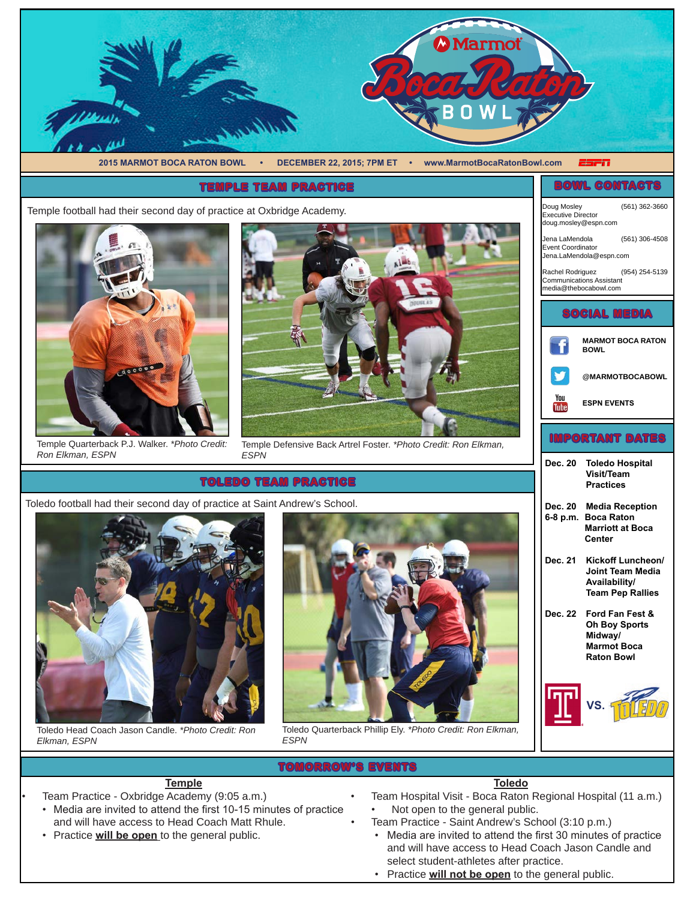2015 MARMOT BOCA RATON BOWL • DECEMBER 22, 2015; 7PM ET • www.MarmotBocaRatonBowl.com

## TEMPLE TEAM PRACTICE

Temple football had their second day of practice at Oxbridge Academy.

Temple Quarterback P.J. Walker. *Photo Credit: Ron Elkman, ESPN*

Temple Defensive Back Artrel Foster. *Photo Credit: Ron Elkman, ESPN*

## TOLEDO TEAM PRACTICE

Toledo football had their second day of practice at Saint Andrew's School.

Toledo Head Coach Jason Candle. *Photo Credit: Ron Elkman, ESPN*

Toledo Quarterback Phillip Ely. *Photo Credit: Ron Elkman, ESPN*

## BOWL CONTACTS

Doug Mosley (561) 362-3660
Executive Director
doug.mosley@espn.com

Jena LaMendola (561) 306-4508
Event Coordinator
Jena.LaMendola@espn.com

Rachel Rodriguez (954) 254-5139
Communications Assistant
media@thebocabowl.com

## SOCIAL MEDIA

**MARMOT BOCA RATON BOWL**

**@MARMOTBOCABOWL**

**ESPN EVENTS**

## IMPORTANT DATES

**Dec. 20** **Toledo Hospital Visit/Team Practices**

**Dec. 20 6-8 p.m.** **Media Reception Boca Raton Marriott at Boca Center**

**Dec. 21** **Kickoff Luncheon/ Joint Team Media Availability/ Team Pep Rallies**

**Dec. 22** **Ford Fan Fest & Oh Boy Sports Midway/ Marmot Boca Raton Bowl**

VS.

## TOMORROW'S EVENTS

**Temple**

- Team Practice - Oxbridge Academy (9:05 a.m.)
  - Media are invited to attend the first 10-15 minutes of practice and will have access to Head Coach Matt Rhule.
  - Practice **will be open** to the general public.

**Toledo**

- Team Hospital Visit - Boca Raton Regional Hospital (11 a.m.)
  - Not open to the general public.
- Team Practice - Saint Andrew's School (3:10 p.m.)
  - Media are invited to attend the first 30 minutes of practice and will have access to Head Coach Jason Candle and select student-athletes after practice.
  - Practice **will not be open** to the general public.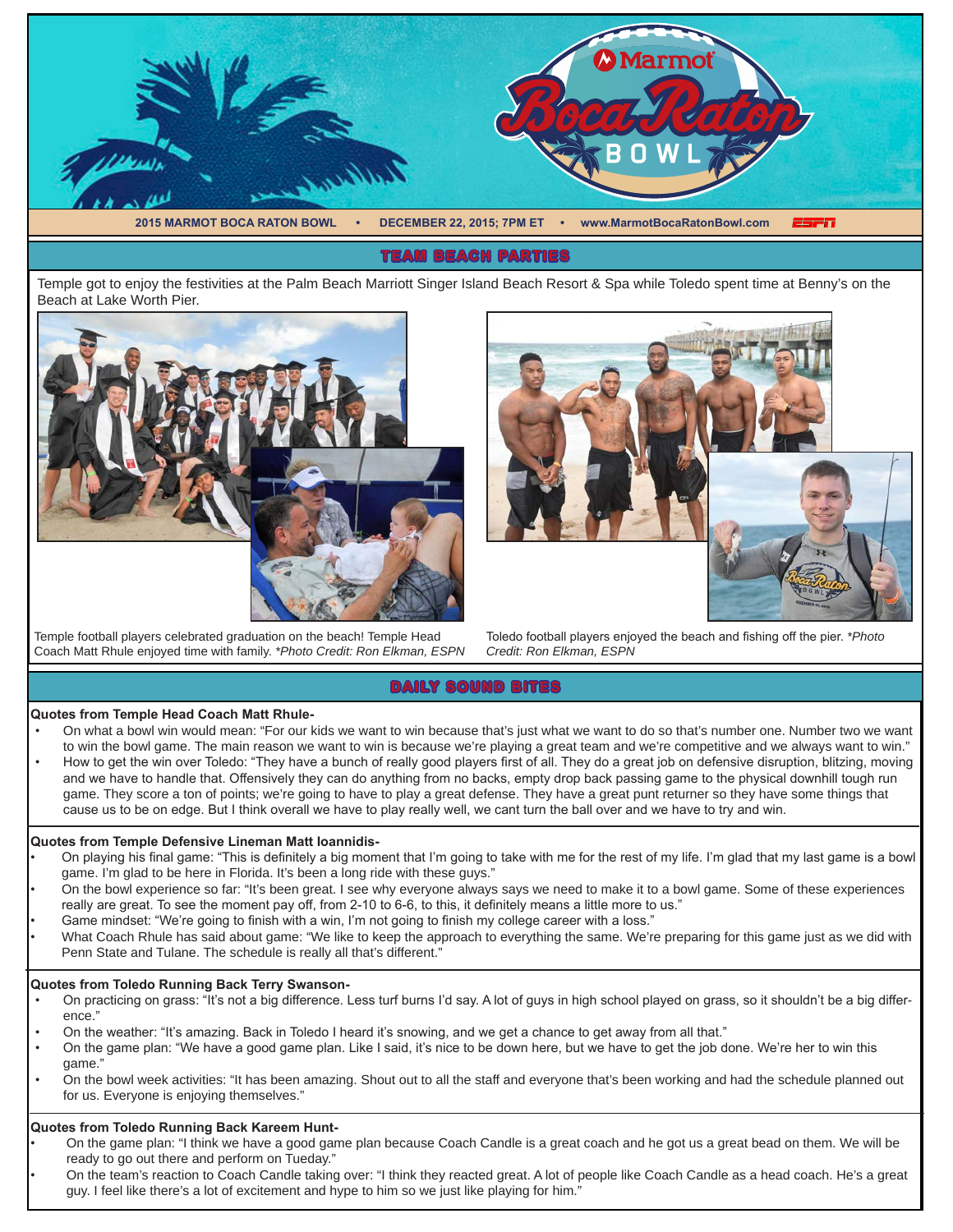2015 MARMOT BOCA RATON BOWL • DECEMBER 22, 2015; 7PM ET • www.MarmotBocaRatonBowl.com

## TEAM BEACH PARTIES

Temple got to enjoy the festivities at the Palm Beach Marriott Singer Island Beach Resort & Spa while Toledo spent time at Benny's on the Beach at Lake Worth Pier.

Temple football players celebrated graduation on the beach! Temple Head Coach Matt Rhule enjoyed time with family. *\*Photo Credit: Ron Elkman, ESPN*

Toledo football players enjoyed the beach and fishing off the pier. *\*Photo Credit: Ron Elkman, ESPN*

## DAILY SOUND BITES

**Quotes from Temple Head Coach Matt Rhule-**

- On what a bowl win would mean: "For our kids we want to win because that's just what we want to do so that's number one. Number two we want to win the bowl game. The main reason we want to win is because we're playing a great team and we're competitive and we always want to win."
- How to get the win over Toledo: "They have a bunch of really good players first of all. They do a great job on defensive disruption, blitzing, moving and we have to handle that. Offensively they can do anything from no backs, empty drop back passing game to the physical downhill tough run game. They score a ton of points; we're going to have to play a great defense. They have a great punt returner so they have some things that cause us to be on edge. But I think overall we have to play really well, we cant turn the ball over and we have to try and win.

**Quotes from Temple Defensive Lineman Matt Ioannidis-**

- On playing his final game: "This is definitely a big moment that I'm going to take with me for the rest of my life. I'm glad that my last game is a bowl game. I'm glad to be here in Florida. It's been a long ride with these guys."
- On the bowl experience so far: "It's been great. I see why everyone always says we need to make it to a bowl game. Some of these experiences really are great. To see the moment pay off, from 2-10 to 6-6, to this, it definitely means a little more to us."
- Game mindset: "We're going to finish with a win, I'm not going to finish my college career with a loss."
- What Coach Rhule has said about game: "We like to keep the approach to everything the same. We're preparing for this game just as we did with Penn State and Tulane. The schedule is really all that's different."

**Quotes from Toledo Running Back Terry Swanson-**

- On practicing on grass: "It's not a big difference. Less turf burns I'd say. A lot of guys in high school played on grass, so it shouldn't be a big difference."
- On the weather: "It's amazing. Back in Toledo I heard it's snowing, and we get a chance to get away from all that."
- On the game plan: "We have a good game plan. Like I said, it's nice to be down here, but we have to get the job done. We're her to win this game."
- On the bowl week activities: "It has been amazing. Shout out to all the staff and everyone that's been working and had the schedule planned out for us. Everyone is enjoying themselves."

**Quotes from Toledo Running Back Kareem Hunt-**

- On the game plan: "I think we have a good game plan because Coach Candle is a great coach and he got us a great bead on them. We will be ready to go out there and perform on Tueday."
- On the team's reaction to Coach Candle taking over: "I think they reacted great. A lot of people like Coach Candle as a head coach. He's a great guy. I feel like there's a lot of excitement and hype to him so we just like playing for him."